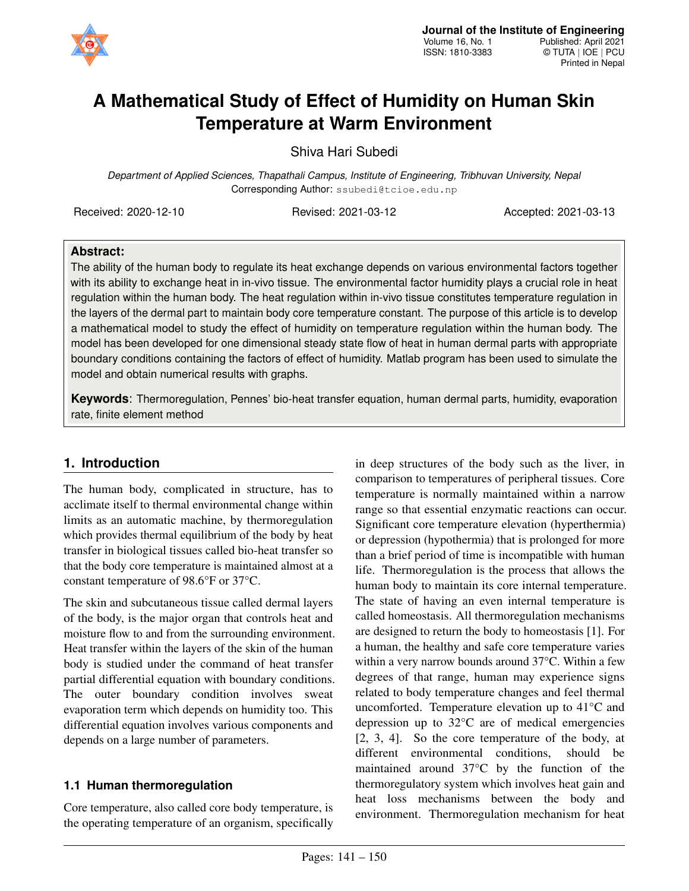# A Mathematical Study of Effect of Humidity on Human Skin Temperature at Warm Environment

Shiva Hari Subedi

*Department of Applied Sciences, Thapathali Campus, Institute of Engineering, Tribhuvan University, Nepal*
Corresponding Author: ssubedi@tcioe.edu.np

Received: 2020-12-10 Revised: 2021-03-12 Accepted: 2021-03-13

**Abstract:**
The ability of the human body to regulate its heat exchange depends on various environmental factors together with its ability to exchange heat in in-vivo tissue. The environmental factor humidity plays a crucial role in heat regulation within the human body. The heat regulation within in-vivo tissue constitutes temperature regulation in the layers of the dermal part to maintain body core temperature constant. The purpose of this article is to develop a mathematical model to study the effect of humidity on temperature regulation within the human body. The model has been developed for one dimensional steady state flow of heat in human dermal parts with appropriate boundary conditions containing the factors of effect of humidity. Matlab program has been used to simulate the model and obtain numerical results with graphs.

**Keywords**: Thermoregulation, Pennes' bio-heat transfer equation, human dermal parts, humidity, evaporation rate, finite element method

## 1. Introduction

The human body, complicated in structure, has to acclimate itself to thermal environmental change within limits as an automatic machine, by thermoregulation which provides thermal equilibrium of the body by heat transfer in biological tissues called bio-heat transfer so that the body core temperature is maintained almost at a constant temperature of 98.6°F or 37°C.

The skin and subcutaneous tissue called dermal layers of the body, is the major organ that controls heat and moisture flow to and from the surrounding environment. Heat transfer within the layers of the skin of the human body is studied under the command of heat transfer partial differential equation with boundary conditions. The outer boundary condition involves sweat evaporation term which depends on humidity too. This differential equation involves various components and depends on a large number of parameters.

### 1.1 Human thermoregulation

Core temperature, also called core body temperature, is the operating temperature of an organism, specifically in deep structures of the body such as the liver, in comparison to temperatures of peripheral tissues. Core temperature is normally maintained within a narrow range so that essential enzymatic reactions can occur. Significant core temperature elevation (hyperthermia) or depression (hypothermia) that is prolonged for more than a brief period of time is incompatible with human life. Thermoregulation is the process that allows the human body to maintain its core internal temperature. The state of having an even internal temperature is called homeostasis. All thermoregulation mechanisms are designed to return the body to homeostasis [1]. For a human, the healthy and safe core temperature varies within a very narrow bounds around 37°C. Within a few degrees of that range, human may experience signs related to body temperature changes and feel thermal uncomforted. Temperature elevation up to 41°C and depression up to 32°C are of medical emergencies [2, 3, 4]. So the core temperature of the body, at different environmental conditions, should be maintained around 37°C by the function of the thermoregulatory system which involves heat gain and heat loss mechanisms between the body and environment. Thermoregulation mechanism for heat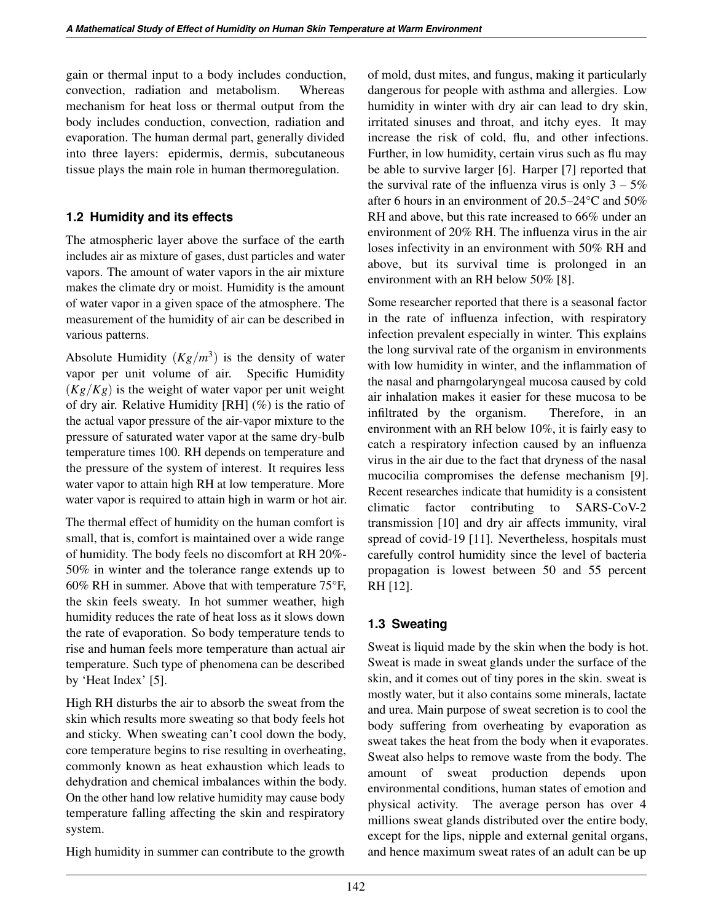gain or thermal input to a body includes conduction, convection, radiation and metabolism. Whereas mechanism for heat loss or thermal output from the body includes conduction, convection, radiation and evaporation. The human dermal part, generally divided into three layers: epidermis, dermis, subcutaneous tissue plays the main role in human thermoregulation.

### 1.2 Humidity and its effects

The atmospheric layer above the surface of the earth includes air as mixture of gases, dust particles and water vapors. The amount of water vapors in the air mixture makes the climate dry or moist. Humidity is the amount of water vapor in a given space of the atmosphere. The measurement of the humidity of air can be described in various patterns.

Absolute Humidity $(Kg/m^3)$ is the density of water vapor per unit volume of air. Specific Humidity $(Kg/Kg)$ is the weight of water vapor per unit weight of dry air. Relative Humidity [RH] (%) is the ratio of the actual vapor pressure of the air-vapor mixture to the pressure of saturated water vapor at the same dry-bulb temperature times 100. RH depends on temperature and the pressure of the system of interest. It requires less water vapor to attain high RH at low temperature. More water vapor is required to attain high in warm or hot air.

The thermal effect of humidity on the human comfort is small, that is, comfort is maintained over a wide range of humidity. The body feels no discomfort at RH 20%-50% in winter and the tolerance range extends up to 60% RH in summer. Above that with temperature 75°F, the skin feels sweaty. In hot summer weather, high humidity reduces the rate of heat loss as it slows down the rate of evaporation. So body temperature tends to rise and human feels more temperature than actual air temperature. Such type of phenomena can be described by 'Heat Index' [5].

High RH disturbs the air to absorb the sweat from the skin which results more sweating so that body feels hot and sticky. When sweating can't cool down the body, core temperature begins to rise resulting in overheating, commonly known as heat exhaustion which leads to dehydration and chemical imbalances within the body. On the other hand low relative humidity may cause body temperature falling affecting the skin and respiratory system.

High humidity in summer can contribute to the growth of mold, dust mites, and fungus, making it particularly dangerous for people with asthma and allergies. Low humidity in winter with dry air can lead to dry skin, irritated sinuses and throat, and itchy eyes. It may increase the risk of cold, flu, and other infections. Further, in low humidity, certain virus such as flu may be able to survive larger [6]. Harper [7] reported that the survival rate of the influenza virus is only 3 – 5% after 6 hours in an environment of 20.5–24°C and 50% RH and above, but this rate increased to 66% under an environment of 20% RH. The influenza virus in the air loses infectivity in an environment with 50% RH and above, but its survival time is prolonged in an environment with an RH below 50% [8].

Some researcher reported that there is a seasonal factor in the rate of influenza infection, with respiratory infection prevalent especially in winter. This explains the long survival rate of the organism in environments with low humidity in winter, and the inflammation of the nasal and pharngolaryngeal mucosa caused by cold air inhalation makes it easier for these mucosa to be infiltrated by the organism. Therefore, in an environment with an RH below 10%, it is fairly easy to catch a respiratory infection caused by an influenza virus in the air due to the fact that dryness of the nasal mucocilia compromises the defense mechanism [9]. Recent researches indicate that humidity is a consistent climatic factor contributing to SARS-CoV-2 transmission [10] and dry air affects immunity, viral spread of covid-19 [11]. Nevertheless, hospitals must carefully control humidity since the level of bacteria propagation is lowest between 50 and 55 percent RH [12].

### 1.3 Sweating

Sweat is liquid made by the skin when the body is hot. Sweat is made in sweat glands under the surface of the skin, and it comes out of tiny pores in the skin. sweat is mostly water, but it also contains some minerals, lactate and urea. Main purpose of sweat secretion is to cool the body suffering from overheating by evaporation as sweat takes the heat from the body when it evaporates. Sweat also helps to remove waste from the body. The amount of sweat production depends upon environmental conditions, human states of emotion and physical activity. The average person has over 4 millions sweat glands distributed over the entire body, except for the lips, nipple and external genital organs, and hence maximum sweat rates of an adult can be up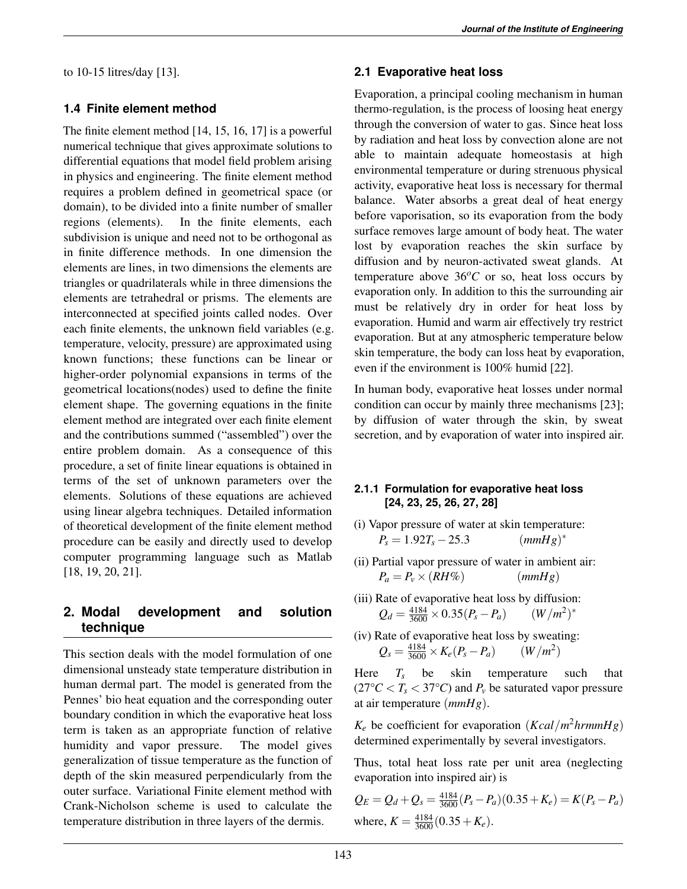to 10-15 litres/day [13].

### 1.4 Finite element method

The finite element method [14, 15, 16, 17] is a powerful numerical technique that gives approximate solutions to differential equations that model field problem arising in physics and engineering. The finite element method requires a problem defined in geometrical space (or domain), to be divided into a finite number of smaller regions (elements). In the finite elements, each subdivision is unique and need not to be orthogonal as in finite difference methods. In one dimension the elements are lines, in two dimensions the elements are triangles or quadrilaterals while in three dimensions the elements are tetrahedral or prisms. The elements are interconnected at specified joints called nodes. Over each finite elements, the unknown field variables (e.g. temperature, velocity, pressure) are approximated using known functions; these functions can be linear or higher-order polynomial expansions in terms of the geometrical locations(nodes) used to define the finite element shape. The governing equations in the finite element method are integrated over each finite element and the contributions summed ("assembled") over the entire problem domain. As a consequence of this procedure, a set of finite linear equations is obtained in terms of the set of unknown parameters over the elements. Solutions of these equations are achieved using linear algebra techniques. Detailed information of theoretical development of the finite element method procedure can be easily and directly used to develop computer programming language such as Matlab [18, 19, 20, 21].

## 2. Modal development and solution technique

This section deals with the model formulation of one dimensional unsteady state temperature distribution in human dermal part. The model is generated from the Pennes' bio heat equation and the corresponding outer boundary condition in which the evaporative heat loss term is taken as an appropriate function of relative humidity and vapor pressure. The model gives generalization of tissue temperature as the function of depth of the skin measured perpendicularly from the outer surface. Variational Finite element method with Crank-Nicholson scheme is used to calculate the temperature distribution in three layers of the dermis.

### 2.1 Evaporative heat loss

Evaporation, a principal cooling mechanism in human thermo-regulation, is the process of loosing heat energy through the conversion of water to gas. Since heat loss by radiation and heat loss by convection alone are not able to maintain adequate homeostasis at high environmental temperature or during strenuous physical activity, evaporative heat loss is necessary for thermal balance. Water absorbs a great deal of heat energy before vaporisation, so its evaporation from the body surface removes large amount of body heat. The water lost by evaporation reaches the skin surface by diffusion and by neuron-activated sweat glands. At temperature above $36^oC$ or so, heat loss occurs by evaporation only. In addition to this the surrounding air must be relatively dry in order for heat loss by evaporation. Humid and warm air effectively try restrict evaporation. But at any atmospheric temperature below skin temperature, the body can loss heat by evaporation, even if the environment is 100% humid [22].

In human body, evaporative heat losses under normal condition can occur by mainly three mechanisms [23]; by diffusion of water through the skin, by sweat secretion, and by evaporation of water into inspired air.

#### 2.1.1 Formulation for evaporative heat loss [24, 23, 25, 26, 27, 28]

(i) Vapor pressure of water at skin temperature:
$P_s = 1.92T_s - 25.3 \qquad (mmHg)^*$

(ii) Partial vapor pressure of water in ambient air:
$P_a = P_v \times (RH\%) \qquad (mmHg)$

(iii) Rate of evaporative heat loss by diffusion:
$Q_d = \frac{4184}{3600} \times 0.35(P_s - P_a) \qquad (W/m^2)^*$

(iv) Rate of evaporative heat loss by sweating:
$Q_s = \frac{4184}{3600} \times K_e(P_s - P_a) \qquad (W/m^2)$

Here $T_s$ be skin temperature such that ($27°C < T_s < 37°C$) and $P_v$ be saturated vapor pressure at air temperature $(mmHg)$.

$K_e$ be coefficient for evaporation $(Kcal/m^2hrmmHg)$ determined experimentally by several investigators.

Thus, total heat loss rate per unit area (neglecting evaporation into inspired air) is

$$Q_E = Q_d + Q_s = \frac{4184}{3600}(P_s - P_a)(0.35 + K_e) = K(P_s - P_a)$$

where, $K = \frac{4184}{3600}(0.35 + K_e)$.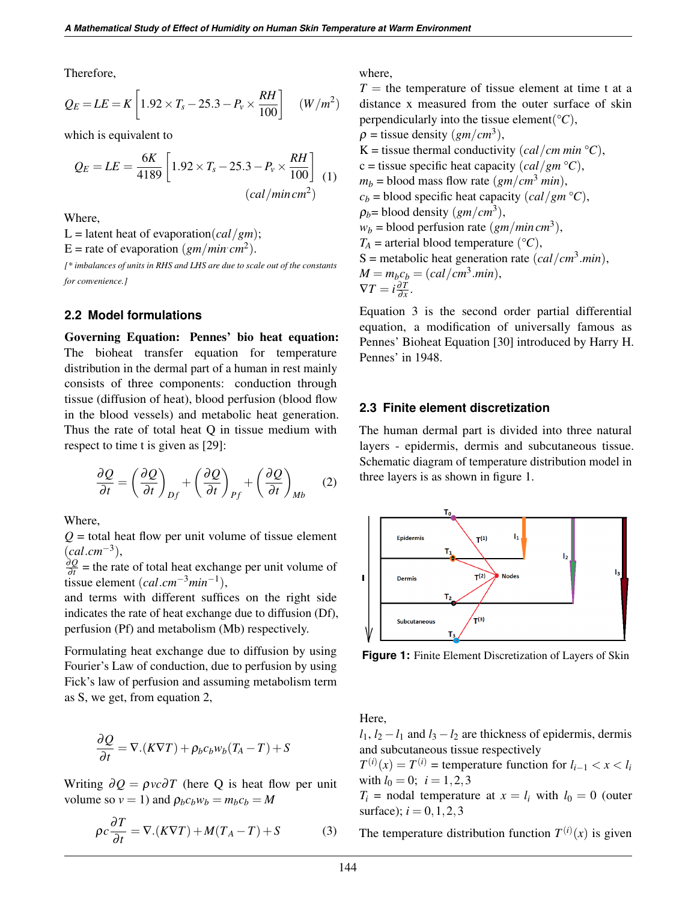Therefore,

$$Q_E = LE = K\left[1.92 \times T_s - 25.3 - P_v \times \frac{RH}{100}\right] \quad (W/m^2)$$

which is equivalent to

$$Q_E = LE = \frac{6K}{4189}\left[1.92 \times T_s - 25.3 - P_v \times \frac{RH}{100}\right] \quad (1)$$
$$(cal/min\,cm^2)$$

Where,
L = latent heat of evaporation$(cal/gm)$;
E = rate of evaporation $(gm/min\cdot cm^2)$.

*[* imbalances of units in RHS and LHS are due to scale out of the constants for convenience.]*

### 2.2 Model formulations

**Governing Equation: Pennes' bio heat equation:** The bioheat transfer equation for temperature distribution in the dermal part of a human in rest mainly consists of three components: conduction through tissue (diffusion of heat), blood perfusion (blood flow in the blood vessels) and metabolic heat generation. Thus the rate of total heat Q in tissue medium with respect to time t is given as [29]:

$$\frac{\partial Q}{\partial t} = \left(\frac{\partial Q}{\partial t}\right)_{Df} + \left(\frac{\partial Q}{\partial t}\right)_{Pf} + \left(\frac{\partial Q}{\partial t}\right)_{Mb} \quad (2)$$

Where,
$Q$ = total heat flow per unit volume of tissue element $(cal.cm^{-3})$,
$\frac{\partial Q}{\partial t}$ = the rate of total heat exchange per unit volume of tissue element $(cal.cm^{-3}min^{-1})$,
and terms with different suffices on the right side indicates the rate of heat exchange due to diffusion (Df), perfusion (Pf) and metabolism (Mb) respectively.

Formulating heat exchange due to diffusion by using Fourier's Law of conduction, due to perfusion by using Fick's law of perfusion and assuming metabolism term as S, we get, from equation 2,

$$\frac{\partial Q}{\partial t} = \nabla.(K\nabla T) + \rho_b c_b w_b (T_A - T) + S$$

Writing $\partial Q = \rho v c \partial T$ (here Q is heat flow per unit volume so $v = 1$) and $\rho_b c_b w_b = m_b c_b = M$

$$\rho c \frac{\partial T}{\partial t} = \nabla.(K\nabla T) + M(T_A - T) + S \quad (3)$$

where,
$T$ = the temperature of tissue element at time t at a distance x measured from the outer surface of skin perpendicularly into the tissue element$(°C)$,
$\rho$ = tissue density $(gm/cm^3)$,
K = tissue thermal conductivity $(cal/cm\ min\ °C)$,
c = tissue specific heat capacity $(cal/gm\ °C)$,
$m_b$ = blood mass flow rate $(gm/cm^3\ min)$,
$c_b$ = blood specific heat capacity $(cal/gm\ °C)$,
$\rho_b$= blood density $(gm/cm^3)$,
$w_b$ = blood perfusion rate $(gm/min\,cm^3)$,
$T_A$ = arterial blood temperature $(°C)$,
S = metabolic heat generation rate $(cal/cm^3.min)$,
$M = m_b c_b = (cal/cm^3.min)$,
$\nabla T = i\frac{\partial T}{\partial x}$.

Equation 3 is the second order partial differential equation, a modification of universally famous as Pennes' Bioheat Equation [30] introduced by Harry H. Pennes' in 1948.

### 2.3 Finite element discretization

The human dermal part is divided into three natural layers - epidermis, dermis and subcutaneous tissue. Schematic diagram of temperature distribution model in three layers is as shown in figure 1.

**Figure 1:** Finite Element Discretization of Layers of Skin

Here,
$l_1$, $l_2 - l_1$ and $l_3 - l_2$ are thickness of epidermis, dermis and subcutaneous tissue respectively
$T^{(i)}(x) = T^{(i)}$ = temperature function for $l_{i-1} < x < l_i$ with $l_0 = 0$; $i = 1,2,3$
$T_i$ = nodal temperature at $x = l_i$ with $l_0 = 0$ (outer surface); $i = 0,1,2,3$

The temperature distribution function $T^{(i)}(x)$ is given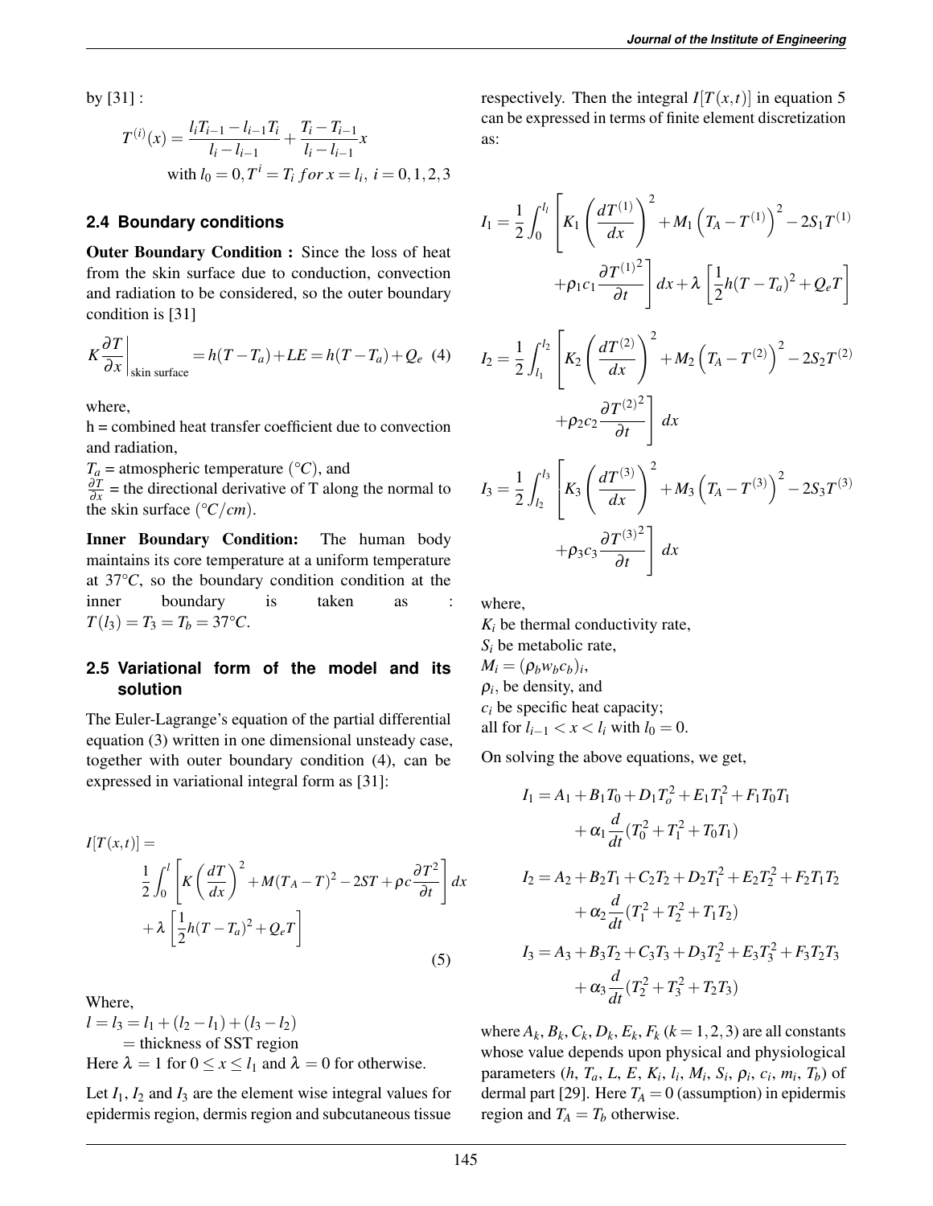by [31] :

$$T^{(i)}(x) = \frac{l_i T_{i-1} - l_{i-1} T_i}{l_i - l_{i-1}} + \frac{T_i - T_{i-1}}{l_i - l_{i-1}} x$$
$$\text{with } l_0 = 0, T^i = T_i \text{ for } x = l_i,\ i = 0,1,2,3$$

### 2.4 Boundary conditions

**Outer Boundary Condition :** Since the loss of heat from the skin surface due to conduction, convection and radiation to be considered, so the outer boundary condition is [31]

$$K \left. \frac{\partial T}{\partial x} \right|_{\text{skin surface}} = h(T - T_a) + LE = h(T - T_a) + Q_e \quad (4)$$

where,
h = combined heat transfer coefficient due to convection and radiation,
$T_a$ = atmospheric temperature ($°C$), and
$\frac{\partial T}{\partial x}$ = the directional derivative of T along the normal to the skin surface ($°C/cm$).

**Inner Boundary Condition:** The human body maintains its core temperature at a uniform temperature at $37°C$, so the boundary condition condition at the inner boundary is taken as : $T(l_3) = T_3 = T_b = 37°C$.

### 2.5 Variational form of the model and its solution

The Euler-Lagrange's equation of the partial differential equation (3) written in one dimensional unsteady case, together with outer boundary condition (4), can be expressed in variational integral form as [31]:

$$I[T(x,t)] = \frac{1}{2} \int_0^l \left[ K \left( \frac{dT}{dx} \right)^2 + M(T_A - T)^2 - 2ST + \rho c \frac{\partial T^2}{\partial t} \right] dx + \lambda \left[ \frac{1}{2} h(T - T_a)^2 + Q_e T \right] \quad (5)$$

Where,
$l = l_3 = l_1 + (l_2 - l_1) + (l_3 - l_2)$
$= \text{thickness of SST region}$
Here $\lambda = 1$ for $0 \leq x \leq l_1$ and $\lambda = 0$ for otherwise.

Let $I_1$, $I_2$ and $I_3$ are the element wise integral values for epidermis region, dermis region and subcutaneous tissue respectively. Then the integral $I[T(x,t)]$ in equation 5 can be expressed in terms of finite element discretization as:

$$I_1 = \frac{1}{2} \int_0^{l_l} \left[ K_1 \left( \frac{dT^{(1)}}{dx} \right)^2 + M_1 \left( T_A - T^{(1)} \right)^2 - 2S_1 T^{(1)} + \rho_1 c_1 \frac{\partial T^{(1)^2}}{\partial t} \right] dx + \lambda \left[ \frac{1}{2} h(T - T_a)^2 + Q_e T \right]$$

$$I_2 = \frac{1}{2} \int_{l_1}^{l_2} \left[ K_2 \left( \frac{dT^{(2)}}{dx} \right)^2 + M_2 \left( T_A - T^{(2)} \right)^2 - 2S_2 T^{(2)} + \rho_2 c_2 \frac{\partial T^{(2)^2}}{\partial t} \right] dx$$

$$I_3 = \frac{1}{2} \int_{l_2}^{l_3} \left[ K_3 \left( \frac{dT^{(3)}}{dx} \right)^2 + M_3 \left( T_A - T^{(3)} \right)^2 - 2S_3 T^{(3)} + \rho_3 c_3 \frac{\partial T^{(3)^2}}{\partial t} \right] dx$$

where,
$K_i$ be thermal conductivity rate,
$S_i$ be metabolic rate,
$M_i = (\rho_b w_b c_b)_i$,
$\rho_i$, be density, and
$c_i$ be specific heat capacity;
all for $l_{i-1} < x < l_i$ with $l_0 = 0$.

On solving the above equations, we get,

$$I_1 = A_1 + B_1 T_0 + D_1 T_o^2 + E_1 T_1^2 + F_1 T_0 T_1 + \alpha_1 \frac{d}{dt}(T_0^2 + T_1^2 + T_0 T_1)$$

$$I_2 = A_2 + B_2 T_1 + C_2 T_2 + D_2 T_1^2 + E_2 T_2^2 + F_2 T_1 T_2 + \alpha_2 \frac{d}{dt}(T_1^2 + T_2^2 + T_1 T_2)$$

$$I_3 = A_3 + B_3 T_2 + C_3 T_3 + D_3 T_2^2 + E_3 T_3^2 + F_3 T_2 T_3 + \alpha_3 \frac{d}{dt}(T_2^2 + T_3^2 + T_2 T_3)$$

where $A_k, B_k, C_k, D_k, E_k, F_k$ $(k = 1,2,3)$ are all constants whose value depends upon physical and physiological parameters ($h$, $T_a$, $L$, $E$, $K_i$, $l_i$, $M_i$, $S_i$, $\rho_i$, $c_i$, $m_i$, $T_b$) of dermal part [29]. Here $T_A = 0$ (assumption) in epidermis region and $T_A = T_b$ otherwise.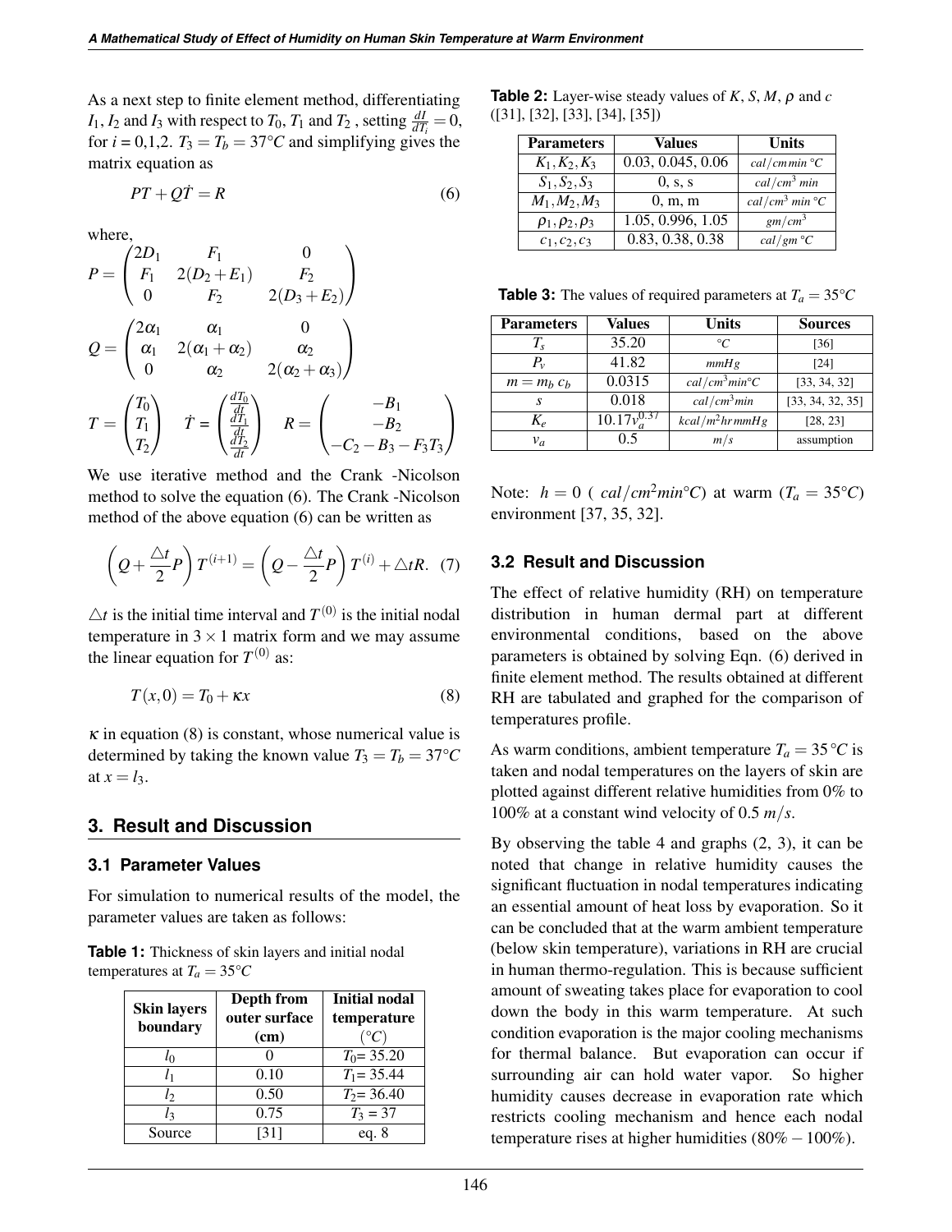As a next step to finite element method, differentiating $I_1, I_2$ and $I_3$ with respect to $T_0, T_1$ and $T_2$, setting $\frac{dI}{dT_i} = 0$, for $i$ = 0,1,2. $T_3 = T_b = 37°C$ and simplifying gives the matrix equation as

$$PT + Q\dot{T} = R \tag{6}$$

where,

$$P = \begin{pmatrix} 2D_1 & F_1 & 0 \\ F_1 & 2(D_2+E_1) & F_2 \\ 0 & F_2 & 2(D_3+E_2) \end{pmatrix}$$

$$Q = \begin{pmatrix} 2\alpha_1 & \alpha_1 & 0 \\ \alpha_1 & 2(\alpha_1+\alpha_2) & \alpha_2 \\ 0 & \alpha_2 & 2(\alpha_2+\alpha_3) \end{pmatrix}$$

$$T = \begin{pmatrix} T_0 \\ T_1 \\ T_2 \end{pmatrix} \quad \dot{T} = \begin{pmatrix} \frac{dT_0}{dt} \\ \frac{dT_1}{dt} \\ \frac{dT_2}{dt} \end{pmatrix} \quad R = \begin{pmatrix} -B_1 \\ -B_2 \\ -C_2 - B_3 - F_3T_3 \end{pmatrix}$$

We use iterative method and the Crank -Nicolson method to solve the equation (6). The Crank -Nicolson method of the above equation (6) can be written as

$$\left(Q + \frac{\triangle t}{2}P\right)T^{(i+1)} = \left(Q - \frac{\triangle t}{2}P\right)T^{(i)} + \triangle tR. \tag{7}$$

$\triangle t$ is the initial time interval and $T^{(0)}$ is the initial nodal temperature in $3 \times 1$ matrix form and we may assume the linear equation for $T^{(0)}$ as:

$$T(x,0) = T_0 + \kappa x \tag{8}$$

$\kappa$ in equation (8) is constant, whose numerical value is determined by taking the known value $T_3 = T_b = 37°C$ at $x = l_3$.

## 3. Result and Discussion

### 3.1 Parameter Values

For simulation to numerical results of the model, the parameter values are taken as follows:

**Table 1:** Thickness of skin layers and initial nodal temperatures at $T_a = 35°C$

| Skin layers boundary | Depth from outer surface (cm) | Initial nodal temperature (°C) |
|---|---|---|
| $l_0$ | 0 | $T_0$= 35.20 |
| $l_1$ | 0.10 | $T_1$= 35.44 |
| $l_2$ | 0.50 | $T_2$= 36.40 |
| $l_3$ | 0.75 | $T_3$ = 37 |
| Source | [31] | eq. 8 |

**Table 2:** Layer-wise steady values of $K$, $S$, $M$, $\rho$ and $c$ ([31], [32], [33], [34], [35])

| Parameters | Values | Units |
|---|---|---|
| $K_1, K_2, K_3$ | 0.03, 0.045, 0.06 | $cal/cm\,min\,°C$ |
| $S_1, S_2, S_3$ | 0, s, s | $cal/cm^3\,min$ |
| $M_1, M_2, M_3$ | 0, m, m | $cal/cm^3\,min\,°C$ |
| $\rho_1, \rho_2, \rho_3$ | 1.05, 0.996, 1.05 | $gm/cm^3$ |
| $c_1, c_2, c_3$ | 0.83, 0.38, 0.38 | $cal/gm\,°C$ |

**Table 3:** The values of required parameters at $T_a = 35°C$

| Parameters | Values | Units | Sources |
|---|---|---|---|
| $T_s$ | 35.20 | $°C$ | [36] |
| $P_v$ | 41.82 | $mmHg$ | [24] |
| $m = m_b\,c_b$ | 0.0315 | $cal/cm^3 min°C$ | [33, 34, 32] |
| $s$ | 0.018 | $cal/cm^3 min$ | [33, 34, 32, 35] |
| $K_e$ | $10.17v_a^{0.37}$ | $kcal/m^2 hr\,mmHg$ | [28, 23] |
| $v_a$ | 0.5 | $m/s$ | assumption |

Note: $h = 0$ ( $cal/cm^2 min°C$) at warm ($T_a = 35°C$) environment [37, 35, 32].

### 3.2 Result and Discussion

The effect of relative humidity (RH) on temperature distribution in human dermal part at different environmental conditions, based on the above parameters is obtained by solving Eqn. (6) derived in finite element method. The results obtained at different RH are tabulated and graphed for the comparison of temperatures profile.

As warm conditions, ambient temperature $T_a = 35\,°C$ is taken and nodal temperatures on the layers of skin are plotted against different relative humidities from 0% to 100% at a constant wind velocity of 0.5 $m/s$.

By observing the table 4 and graphs (2, 3), it can be noted that change in relative humidity causes the significant fluctuation in nodal temperatures indicating an essential amount of heat loss by evaporation. So it can be concluded that at the warm ambient temperature (below skin temperature), variations in RH are crucial in human thermo-regulation. This is because sufficient amount of sweating takes place for evaporation to cool down the body in this warm temperature. At such condition evaporation is the major cooling mechanisms for thermal balance. But evaporation can occur if surrounding air can hold water vapor. So higher humidity causes decrease in evaporation rate which restricts cooling mechanism and hence each nodal temperature rises at higher humidities ($80\% - 100\%$).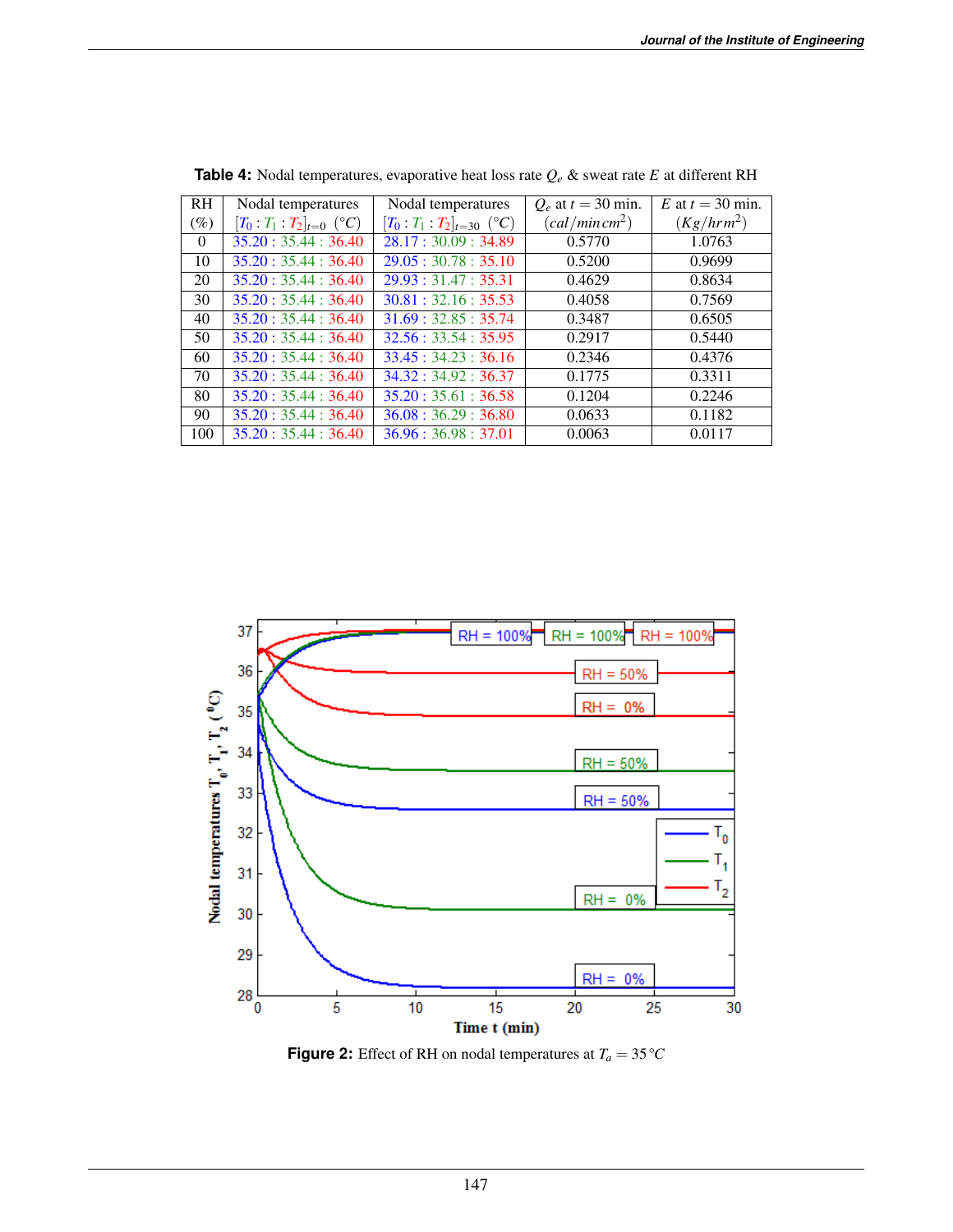**Table 4:** Nodal temperatures, evaporative heat loss rate $Q_e$ & sweat rate $E$ at different RH

| RH (%) | Nodal temperatures $[T_0 : T_1 : T_2]_{t=0}$ (°C) | Nodal temperatures $[T_0 : T_1 : T_2]_{t=30}$ (°C) | $Q_e$ at $t = 30$ min. $(cal/min\,cm^2)$ | $E$ at $t = 30$ min. $(Kg/hr\,m^2)$ |
|---|---|---|---|---|
| 0 | 35.20 : 35.44 : 36.40 | 28.17 : 30.09 : 34.89 | 0.5770 | 1.0763 |
| 10 | 35.20 : 35.44 : 36.40 | 29.05 : 30.78 : 35.10 | 0.5200 | 0.9699 |
| 20 | 35.20 : 35.44 : 36.40 | 29.93 : 31.47 : 35.31 | 0.4629 | 0.8634 |
| 30 | 35.20 : 35.44 : 36.40 | 30.81 : 32.16 : 35.53 | 0.4058 | 0.7569 |
| 40 | 35.20 : 35.44 : 36.40 | 31.69 : 32.85 : 35.74 | 0.3487 | 0.6505 |
| 50 | 35.20 : 35.44 : 36.40 | 32.56 : 33.54 : 35.95 | 0.2917 | 0.5440 |
| 60 | 35.20 : 35.44 : 36.40 | 33.45 : 34.23 : 36.16 | 0.2346 | 0.4376 |
| 70 | 35.20 : 35.44 : 36.40 | 34.32 : 34.92 : 36.37 | 0.1775 | 0.3311 |
| 80 | 35.20 : 35.44 : 36.40 | 35.20 : 35.61 : 36.58 | 0.1204 | 0.2246 |
| 90 | 35.20 : 35.44 : 36.40 | 36.08 : 36.29 : 36.80 | 0.0633 | 0.1182 |
| 100 | 35.20 : 35.44 : 36.40 | 36.96 : 36.98 : 37.01 | 0.0063 | 0.0117 |

**Figure 2:** Effect of RH on nodal temperatures at $T_a = 35\,°C$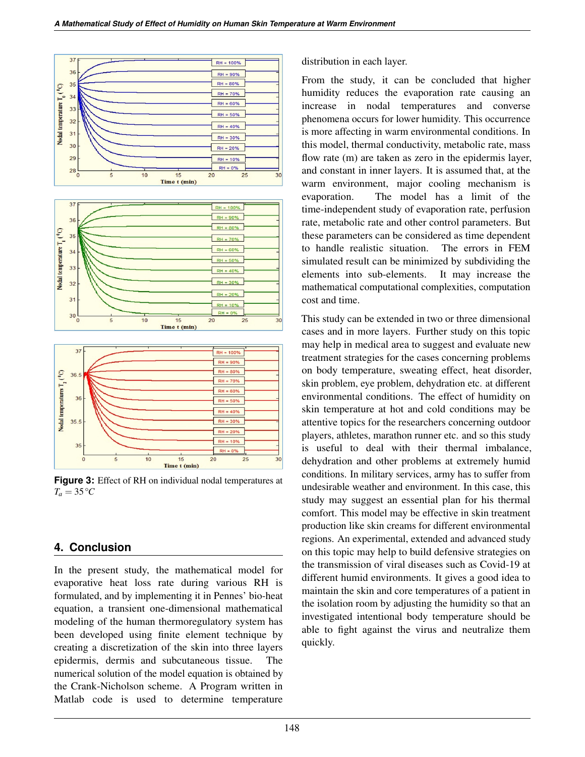Figure 3: Effect of RH on individual nodal temperatures at $T_a = 35\,°C$

## 4. Conclusion

In the present study, the mathematical model for evaporative heat loss rate during various RH is formulated, and by implementing it in Pennes' bio-heat equation, a transient one-dimensional mathematical modeling of the human thermoregulatory system has been developed using finite element technique by creating a discretization of the skin into three layers epidermis, dermis and subcutaneous tissue. The numerical solution of the model equation is obtained by the Crank-Nicholson scheme. A Program written in Matlab code is used to determine temperature distribution in each layer.

From the study, it can be concluded that higher humidity reduces the evaporation rate causing an increase in nodal temperatures and converse phenomena occurs for lower humidity. This occurrence is more affecting in warm environmental conditions. In this model, thermal conductivity, metabolic rate, mass flow rate (m) are taken as zero in the epidermis layer, and constant in inner layers. It is assumed that, at the warm environment, major cooling mechanism is evaporation. The model has a limit of the time-independent study of evaporation rate, perfusion rate, metabolic rate and other control parameters. But these parameters can be considered as time dependent to handle realistic situation. The errors in FEM simulated result can be minimized by subdividing the elements into sub-elements. It may increase the mathematical computational complexities, computation cost and time.

This study can be extended in two or three dimensional cases and in more layers. Further study on this topic may help in medical area to suggest and evaluate new treatment strategies for the cases concerning problems on body temperature, sweating effect, heat disorder, skin problem, eye problem, dehydration etc. at different environmental conditions. The effect of humidity on skin temperature at hot and cold conditions may be attentive topics for the researchers concerning outdoor players, athletes, marathon runner etc. and so this study is useful to deal with their thermal imbalance, dehydration and other problems at extremely humid conditions. In military services, army has to suffer from undesirable weather and environment. In this case, this study may suggest an essential plan for his thermal comfort. This model may be effective in skin treatment production like skin creams for different environmental regions. An experimental, extended and advanced study on this topic may help to build defensive strategies on the transmission of viral diseases such as Covid-19 at different humid environments. It gives a good idea to maintain the skin and core temperatures of a patient in the isolation room by adjusting the humidity so that an investigated intentional body temperature should be able to fight against the virus and neutralize them quickly.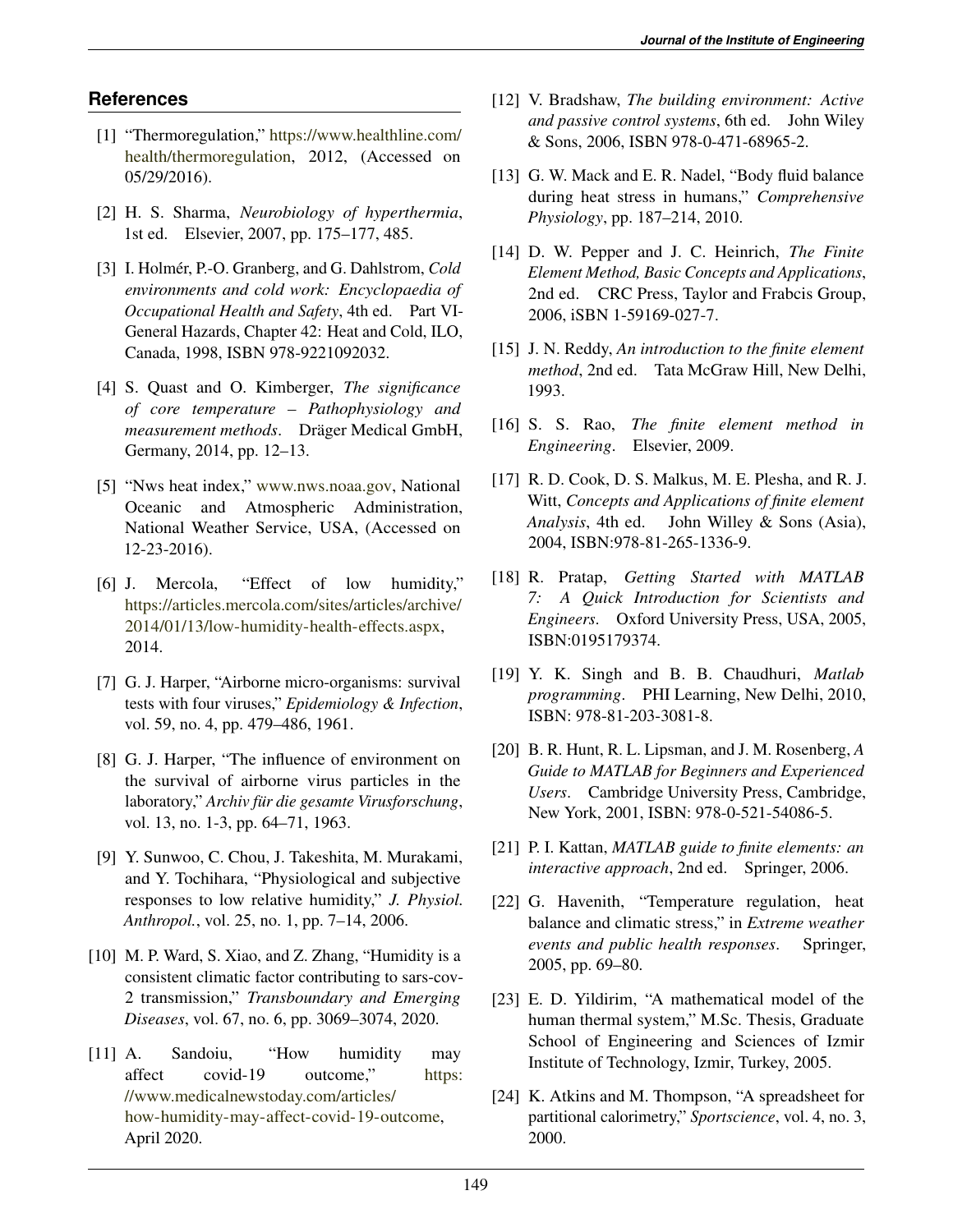## References

[1] "Thermoregulation," https://www.healthline.com/health/thermoregulation, 2012, (Accessed on 05/29/2016).

[2] H. S. Sharma, *Neurobiology of hyperthermia*, 1st ed. Elsevier, 2007, pp. 175–177, 485.

[3] I. Holmér, P.-O. Granberg, and G. Dahlstrom, *Cold environments and cold work: Encyclopaedia of Occupational Health and Safety*, 4th ed. Part VI-General Hazards, Chapter 42: Heat and Cold, ILO, Canada, 1998, ISBN 978-9221092032.

[4] S. Quast and O. Kimberger, *The significance of core temperature – Pathophysiology and measurement methods*. Dräger Medical GmbH, Germany, 2014, pp. 12–13.

[5] "Nws heat index," www.nws.noaa.gov, National Oceanic and Atmospheric Administration, National Weather Service, USA, (Accessed on 12-23-2016).

[6] J. Mercola, "Effect of low humidity," https://articles.mercola.com/sites/articles/archive/2014/01/13/low-humidity-health-effects.aspx, 2014.

[7] G. J. Harper, "Airborne micro-organisms: survival tests with four viruses," *Epidemiology & Infection*, vol. 59, no. 4, pp. 479–486, 1961.

[8] G. J. Harper, "The influence of environment on the survival of airborne virus particles in the laboratory," *Archiv für die gesamte Virusforschung*, vol. 13, no. 1-3, pp. 64–71, 1963.

[9] Y. Sunwoo, C. Chou, J. Takeshita, M. Murakami, and Y. Tochihara, "Physiological and subjective responses to low relative humidity," *J. Physiol. Anthropol.*, vol. 25, no. 1, pp. 7–14, 2006.

[10] M. P. Ward, S. Xiao, and Z. Zhang, "Humidity is a consistent climatic factor contributing to sars-cov-2 transmission," *Transboundary and Emerging Diseases*, vol. 67, no. 6, pp. 3069–3074, 2020.

[11] A. Sandoiu, "How humidity may affect covid-19 outcome," https://www.medicalnewstoday.com/articles/how-humidity-may-affect-covid-19-outcome, April 2020.

[12] V. Bradshaw, *The building environment: Active and passive control systems*, 6th ed. John Wiley & Sons, 2006, ISBN 978-0-471-68965-2.

[13] G. W. Mack and E. R. Nadel, "Body fluid balance during heat stress in humans," *Comprehensive Physiology*, pp. 187–214, 2010.

[14] D. W. Pepper and J. C. Heinrich, *The Finite Element Method, Basic Concepts and Applications*, 2nd ed. CRC Press, Taylor and Frabcis Group, 2006, iSBN 1-59169-027-7.

[15] J. N. Reddy, *An introduction to the finite element method*, 2nd ed. Tata McGraw Hill, New Delhi, 1993.

[16] S. S. Rao, *The finite element method in Engineering*. Elsevier, 2009.

[17] R. D. Cook, D. S. Malkus, M. E. Plesha, and R. J. Witt, *Concepts and Applications of finite element Analysis*, 4th ed. John Willey & Sons (Asia), 2004, ISBN:978-81-265-1336-9.

[18] R. Pratap, *Getting Started with MATLAB 7: A Quick Introduction for Scientists and Engineers*. Oxford University Press, USA, 2005, ISBN:0195179374.

[19] Y. K. Singh and B. B. Chaudhuri, *Matlab programming*. PHI Learning, New Delhi, 2010, ISBN: 978-81-203-3081-8.

[20] B. R. Hunt, R. L. Lipsman, and J. M. Rosenberg, *A Guide to MATLAB for Beginners and Experienced Users*. Cambridge University Press, Cambridge, New York, 2001, ISBN: 978-0-521-54086-5.

[21] P. I. Kattan, *MATLAB guide to finite elements: an interactive approach*, 2nd ed. Springer, 2006.

[22] G. Havenith, "Temperature regulation, heat balance and climatic stress," in *Extreme weather events and public health responses*. Springer, 2005, pp. 69–80.

[23] E. D. Yildirim, "A mathematical model of the human thermal system," M.Sc. Thesis, Graduate School of Engineering and Sciences of Izmir Institute of Technology, Izmir, Turkey, 2005.

[24] K. Atkins and M. Thompson, "A spreadsheet for partitional calorimetry," *Sportscience*, vol. 4, no. 3, 2000.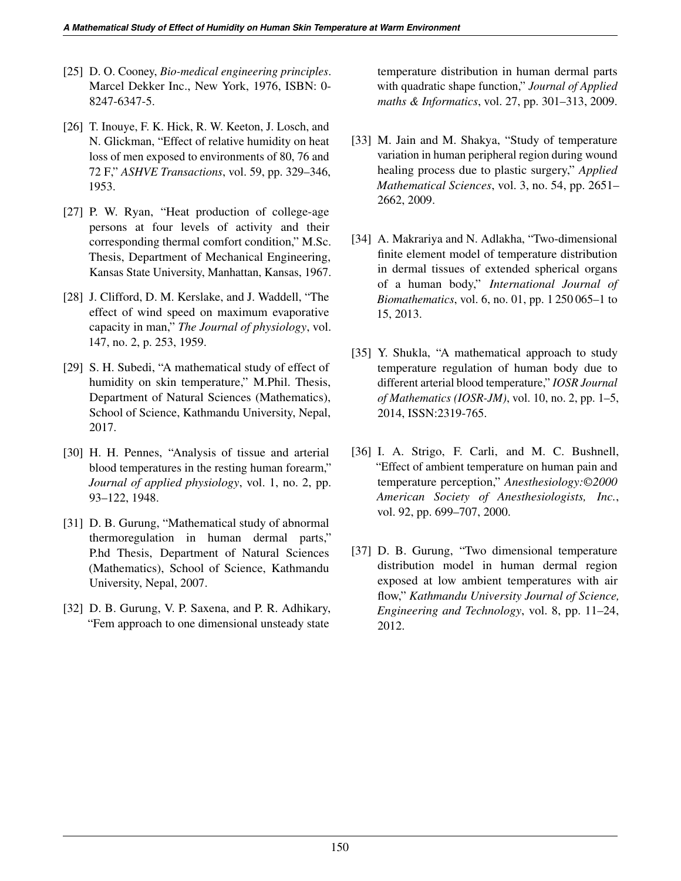[25] D. O. Cooney, *Bio-medical engineering principles*. Marcel Dekker Inc., New York, 1976, ISBN: 0-8247-6347-5.

[26] T. Inouye, F. K. Hick, R. W. Keeton, J. Losch, and N. Glickman, "Effect of relative humidity on heat loss of men exposed to environments of 80, 76 and 72 F," *ASHVE Transactions*, vol. 59, pp. 329–346, 1953.

[27] P. W. Ryan, "Heat production of college-age persons at four levels of activity and their corresponding thermal comfort condition," M.Sc. Thesis, Department of Mechanical Engineering, Kansas State University, Manhattan, Kansas, 1967.

[28] J. Clifford, D. M. Kerslake, and J. Waddell, "The effect of wind speed on maximum evaporative capacity in man," *The Journal of physiology*, vol. 147, no. 2, p. 253, 1959.

[29] S. H. Subedi, "A mathematical study of effect of humidity on skin temperature," M.Phil. Thesis, Department of Natural Sciences (Mathematics), School of Science, Kathmandu University, Nepal, 2017.

[30] H. H. Pennes, "Analysis of tissue and arterial blood temperatures in the resting human forearm," *Journal of applied physiology*, vol. 1, no. 2, pp. 93–122, 1948.

[31] D. B. Gurung, "Mathematical study of abnormal thermoregulation in human dermal parts," P.hd Thesis, Department of Natural Sciences (Mathematics), School of Science, Kathmandu University, Nepal, 2007.

[32] D. B. Gurung, V. P. Saxena, and P. R. Adhikary, "Fem approach to one dimensional unsteady state temperature distribution in human dermal parts with quadratic shape function," *Journal of Applied maths & Informatics*, vol. 27, pp. 301–313, 2009.

[33] M. Jain and M. Shakya, "Study of temperature variation in human peripheral region during wound healing process due to plastic surgery," *Applied Mathematical Sciences*, vol. 3, no. 54, pp. 2651–2662, 2009.

[34] A. Makrariya and N. Adlakha, "Two-dimensional finite element model of temperature distribution in dermal tissues of extended spherical organs of a human body," *International Journal of Biomathematics*, vol. 6, no. 01, pp. 1 250 065–1 to 15, 2013.

[35] Y. Shukla, "A mathematical approach to study temperature regulation of human body due to different arterial blood temperature," *IOSR Journal of Mathematics (IOSR-JM)*, vol. 10, no. 2, pp. 1–5, 2014, ISSN:2319-765.

[36] I. A. Strigo, F. Carli, and M. C. Bushnell, "Effect of ambient temperature on human pain and temperature perception," *Anesthesiology:©2000 American Society of Anesthesiologists, Inc.*, vol. 92, pp. 699–707, 2000.

[37] D. B. Gurung, "Two dimensional temperature distribution model in human dermal region exposed at low ambient temperatures with air flow," *Kathmandu University Journal of Science, Engineering and Technology*, vol. 8, pp. 11–24, 2012.